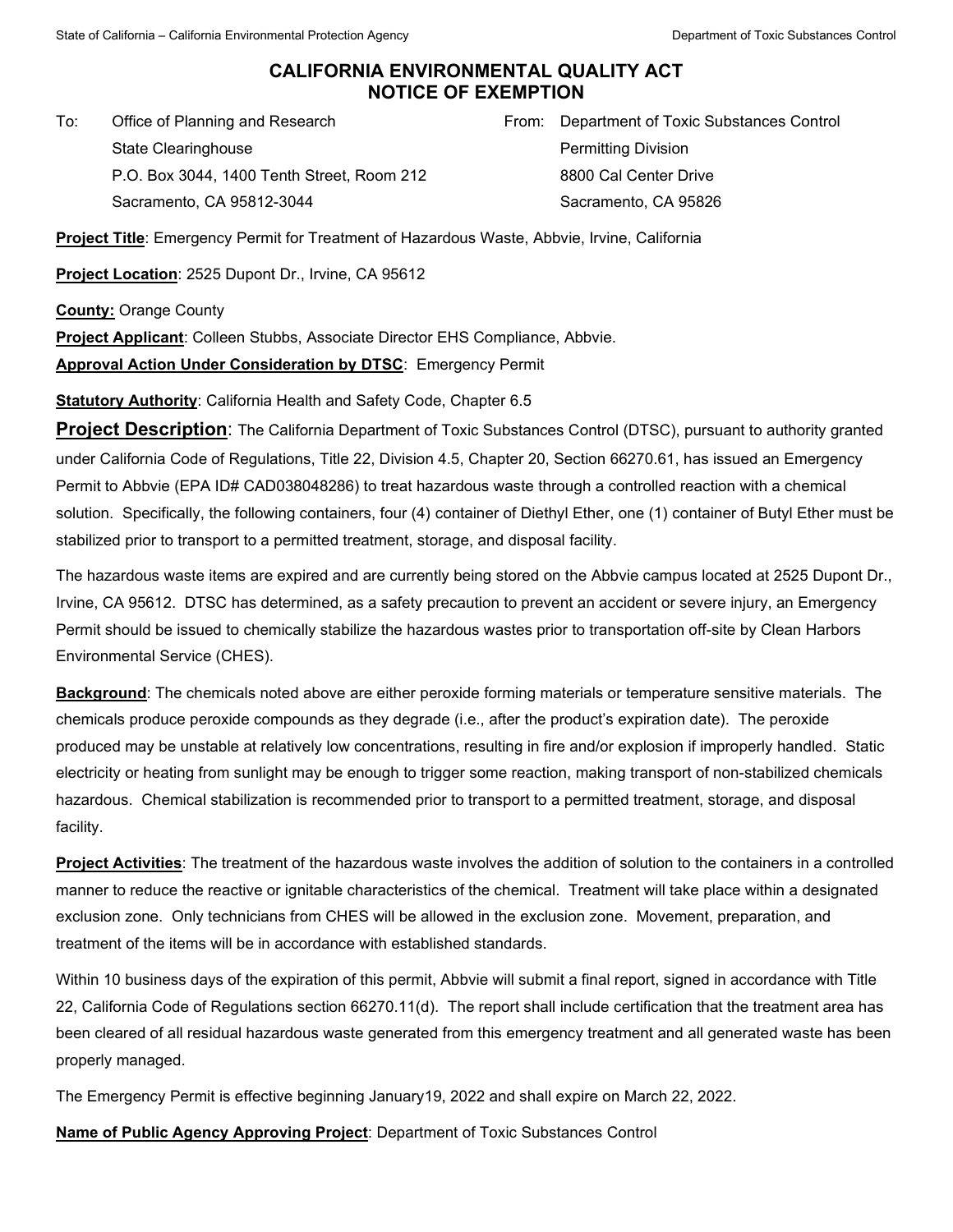# CALIFORNIA ENVIRONMENTAL QUALITY ACT
# NOTICE OF EXEMPTION

To: Office of Planning and Research
State Clearinghouse
P.O. Box 3044, 1400 Tenth Street, Room 212
Sacramento, CA 95812-3044

From: Department of Toxic Substances Control
Permitting Division
8800 Cal Center Drive
Sacramento, CA 95826

**Project Title**: Emergency Permit for Treatment of Hazardous Waste, Abbvie, Irvine, California

**Project Location**: 2525 Dupont Dr., Irvine, CA 95612

**County:** Orange County

**Project Applicant**: Colleen Stubbs, Associate Director EHS Compliance, Abbvie.

**Approval Action Under Consideration by DTSC**: Emergency Permit

**Statutory Authority**: California Health and Safety Code, Chapter 6.5

**Project Description**: The California Department of Toxic Substances Control (DTSC), pursuant to authority granted under California Code of Regulations, Title 22, Division 4.5, Chapter 20, Section 66270.61, has issued an Emergency Permit to Abbvie (EPA ID# CAD038048286) to treat hazardous waste through a controlled reaction with a chemical solution. Specifically, the following containers, four (4) container of Diethyl Ether, one (1) container of Butyl Ether must be stabilized prior to transport to a permitted treatment, storage, and disposal facility.

The hazardous waste items are expired and are currently being stored on the Abbvie campus located at 2525 Dupont Dr., Irvine, CA 95612. DTSC has determined, as a safety precaution to prevent an accident or severe injury, an Emergency Permit should be issued to chemically stabilize the hazardous wastes prior to transportation off-site by Clean Harbors Environmental Service (CHES).

**Background**: The chemicals noted above are either peroxide forming materials or temperature sensitive materials. The chemicals produce peroxide compounds as they degrade (i.e., after the product's expiration date). The peroxide produced may be unstable at relatively low concentrations, resulting in fire and/or explosion if improperly handled. Static electricity or heating from sunlight may be enough to trigger some reaction, making transport of non-stabilized chemicals hazardous. Chemical stabilization is recommended prior to transport to a permitted treatment, storage, and disposal facility.

**Project Activities**: The treatment of the hazardous waste involves the addition of solution to the containers in a controlled manner to reduce the reactive or ignitable characteristics of the chemical. Treatment will take place within a designated exclusion zone. Only technicians from CHES will be allowed in the exclusion zone. Movement, preparation, and treatment of the items will be in accordance with established standards.

Within 10 business days of the expiration of this permit, Abbvie will submit a final report, signed in accordance with Title 22, California Code of Regulations section 66270.11(d). The report shall include certification that the treatment area has been cleared of all residual hazardous waste generated from this emergency treatment and all generated waste has been properly managed.

The Emergency Permit is effective beginning January19, 2022 and shall expire on March 22, 2022.

**Name of Public Agency Approving Project**: Department of Toxic Substances Control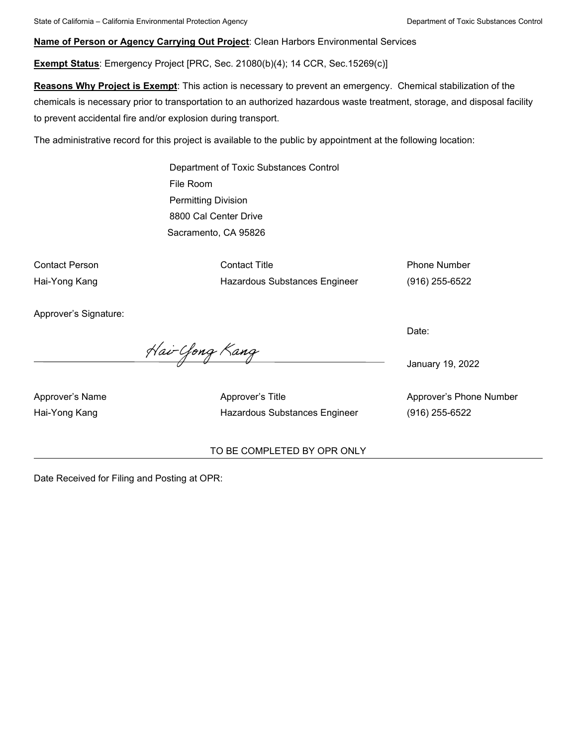**Name of Person or Agency Carrying Out Project**: Clean Harbors Environmental Services

**Exempt Status**: Emergency Project [PRC, Sec. 21080(b)(4); 14 CCR, Sec.15269(c)]

**Reasons Why Project is Exempt**: This action is necessary to prevent an emergency. Chemical stabilization of the chemicals is necessary prior to transportation to an authorized hazardous waste treatment, storage, and disposal facility to prevent accidental fire and/or explosion during transport.

The administrative record for this project is available to the public by appointment at the following location:

Department of Toxic Substances Control
File Room
Permitting Division
8800 Cal Center Drive
Sacramento, CA 95826

| Contact Person | Contact Title | Phone Number |
|---|---|---|
| Hai-Yong Kang | Hazardous Substances Engineer | (916) 255-6522 |

Approver's Signature: Hai-Yong Kang

Date: January 19, 2022

| Approver's Name | Approver's Title | Approver's Phone Number |
|---|---|---|
| Hai-Yong Kang | Hazardous Substances Engineer | (916) 255-6522 |

TO BE COMPLETED BY OPR ONLY

Date Received for Filing and Posting at OPR: